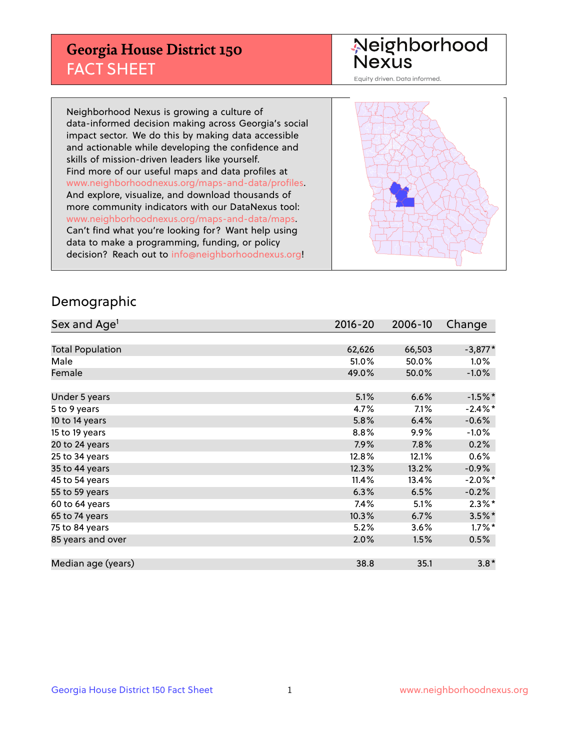# Georgia House District 150
## FACT SHEET

Neighborhood Nexus
Equity driven. Data informed.

Neighborhood Nexus is growing a culture of data-informed decision making across Georgia's social impact sector. We do this by making data accessible and actionable while developing the confidence and skills of mission-driven leaders like yourself. Find more of our useful maps and data profiles at www.neighborhoodnexus.org/maps-and-data/profiles. And explore, visualize, and download thousands of more community indicators with our DataNexus tool: www.neighborhoodnexus.org/maps-and-data/maps. Can't find what you're looking for? Want help using data to make a programming, funding, or policy decision? Reach out to info@neighborhoodnexus.org!

## Demographic

| Sex and Age[1] | 2016-20 | 2006-10 | Change |
|---|---|---|---|
| Total Population | 62,626 | 66,503 | -3,877* |
| Male | 51.0% | 50.0% | 1.0% |
| Female | 49.0% | 50.0% | -1.0% |
| | | | |
| Under 5 years | 5.1% | 6.6% | -1.5%* |
| 5 to 9 years | 4.7% | 7.1% | -2.4%* |
| 10 to 14 years | 5.8% | 6.4% | -0.6% |
| 15 to 19 years | 8.8% | 9.9% | -1.0% |
| 20 to 24 years | 7.9% | 7.8% | 0.2% |
| 25 to 34 years | 12.8% | 12.1% | 0.6% |
| 35 to 44 years | 12.3% | 13.2% | -0.9% |
| 45 to 54 years | 11.4% | 13.4% | -2.0%* |
| 55 to 59 years | 6.3% | 6.5% | -0.2% |
| 60 to 64 years | 7.4% | 5.1% | 2.3%* |
| 65 to 74 years | 10.3% | 6.7% | 3.5%* |
| 75 to 84 years | 5.2% | 3.6% | 1.7%* |
| 85 years and over | 2.0% | 1.5% | 0.5% |
| | | | |
| Median age (years) | 38.8 | 35.1 | 3.8* |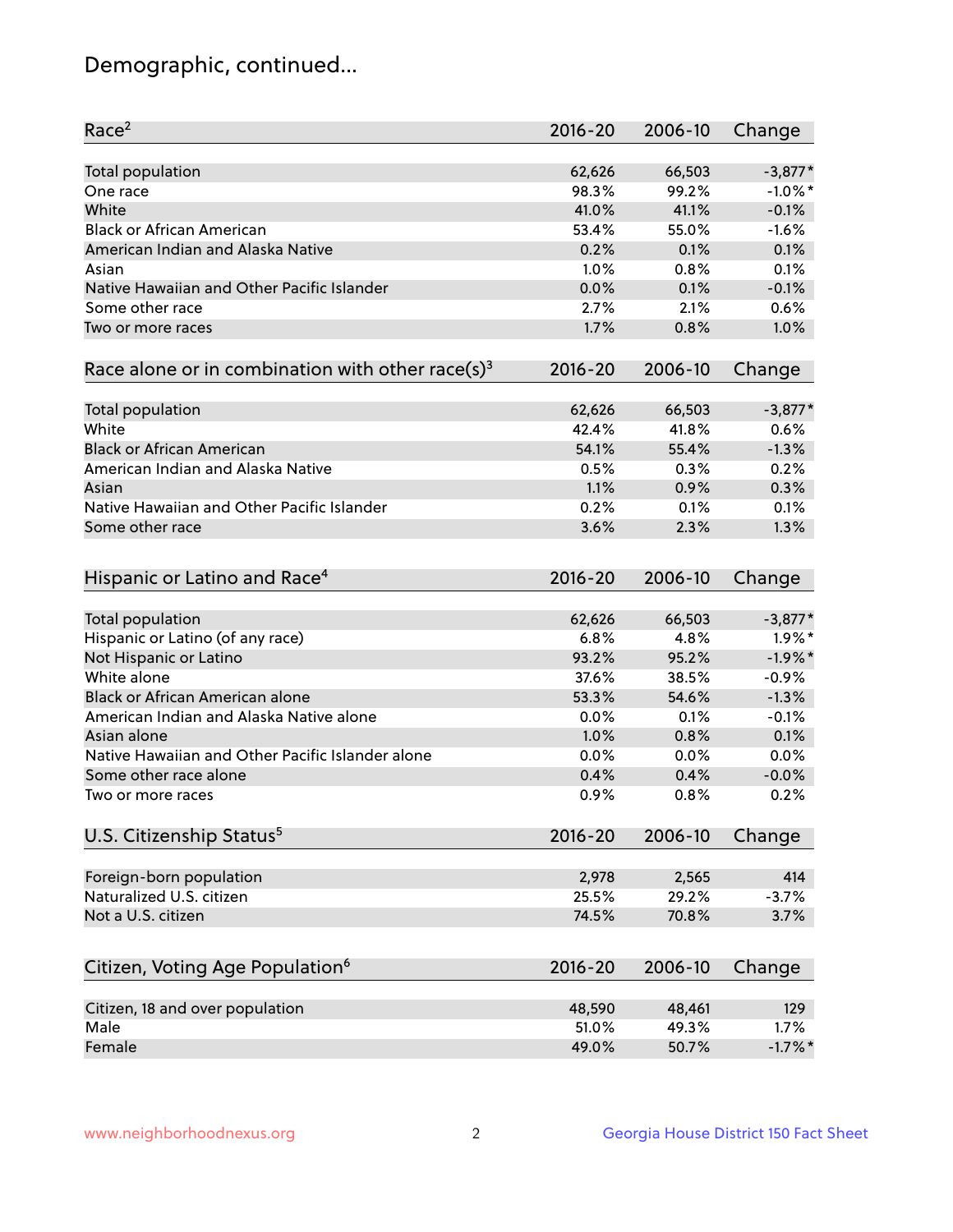# Demographic, continued...

| Race[2] | 2016-20 | 2006-10 | Change |
|---|---|---|---|
| Total population | 62,626 | 66,503 | -3,877* |
| One race | 98.3% | 99.2% | -1.0%* |
| White | 41.0% | 41.1% | -0.1% |
| Black or African American | 53.4% | 55.0% | -1.6% |
| American Indian and Alaska Native | 0.2% | 0.1% | 0.1% |
| Asian | 1.0% | 0.8% | 0.1% |
| Native Hawaiian and Other Pacific Islander | 0.0% | 0.1% | -0.1% |
| Some other race | 2.7% | 2.1% | 0.6% |
| Two or more races | 1.7% | 0.8% | 1.0% |

| Race alone or in combination with other race(s)[3] | 2016-20 | 2006-10 | Change |
|---|---|---|---|
| Total population | 62,626 | 66,503 | -3,877* |
| White | 42.4% | 41.8% | 0.6% |
| Black or African American | 54.1% | 55.4% | -1.3% |
| American Indian and Alaska Native | 0.5% | 0.3% | 0.2% |
| Asian | 1.1% | 0.9% | 0.3% |
| Native Hawaiian and Other Pacific Islander | 0.2% | 0.1% | 0.1% |
| Some other race | 3.6% | 2.3% | 1.3% |

| Hispanic or Latino and Race[4] | 2016-20 | 2006-10 | Change |
|---|---|---|---|
| Total population | 62,626 | 66,503 | -3,877* |
| Hispanic or Latino (of any race) | 6.8% | 4.8% | 1.9%* |
| Not Hispanic or Latino | 93.2% | 95.2% | -1.9%* |
| White alone | 37.6% | 38.5% | -0.9% |
| Black or African American alone | 53.3% | 54.6% | -1.3% |
| American Indian and Alaska Native alone | 0.0% | 0.1% | -0.1% |
| Asian alone | 1.0% | 0.8% | 0.1% |
| Native Hawaiian and Other Pacific Islander alone | 0.0% | 0.0% | 0.0% |
| Some other race alone | 0.4% | 0.4% | -0.0% |
| Two or more races | 0.9% | 0.8% | 0.2% |

| U.S. Citizenship Status[5] | 2016-20 | 2006-10 | Change |
|---|---|---|---|
| Foreign-born population | 2,978 | 2,565 | 414 |
| Naturalized U.S. citizen | 25.5% | 29.2% | -3.7% |
| Not a U.S. citizen | 74.5% | 70.8% | 3.7% |

| Citizen, Voting Age Population[6] | 2016-20 | 2006-10 | Change |
|---|---|---|---|
| Citizen, 18 and over population | 48,590 | 48,461 | 129 |
| Male | 51.0% | 49.3% | 1.7% |
| Female | 49.0% | 50.7% | -1.7%* |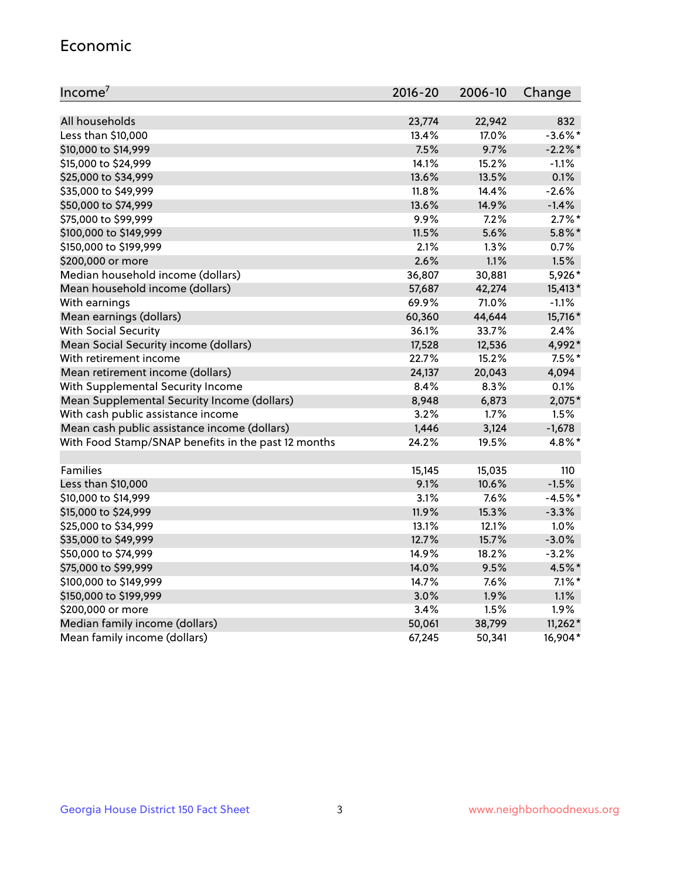## Economic

| Income[7] | 2016-20 | 2006-10 | Change |
|---|---|---|---|
| All households | 23,774 | 22,942 | 832 |
| Less than $10,000 | 13.4% | 17.0% | -3.6%* |
| $10,000 to $14,999 | 7.5% | 9.7% | -2.2%* |
| $15,000 to $24,999 | 14.1% | 15.2% | -1.1% |
| $25,000 to $34,999 | 13.6% | 13.5% | 0.1% |
| $35,000 to $49,999 | 11.8% | 14.4% | -2.6% |
| $50,000 to $74,999 | 13.6% | 14.9% | -1.4% |
| $75,000 to $99,999 | 9.9% | 7.2% | 2.7%* |
| $100,000 to $149,999 | 11.5% | 5.6% | 5.8%* |
| $150,000 to $199,999 | 2.1% | 1.3% | 0.7% |
| $200,000 or more | 2.6% | 1.1% | 1.5% |
| Median household income (dollars) | 36,807 | 30,881 | 5,926* |
| Mean household income (dollars) | 57,687 | 42,274 | 15,413* |
| With earnings | 69.9% | 71.0% | -1.1% |
| Mean earnings (dollars) | 60,360 | 44,644 | 15,716* |
| With Social Security | 36.1% | 33.7% | 2.4% |
| Mean Social Security income (dollars) | 17,528 | 12,536 | 4,992* |
| With retirement income | 22.7% | 15.2% | 7.5%* |
| Mean retirement income (dollars) | 24,137 | 20,043 | 4,094 |
| With Supplemental Security Income | 8.4% | 8.3% | 0.1% |
| Mean Supplemental Security Income (dollars) | 8,948 | 6,873 | 2,075* |
| With cash public assistance income | 3.2% | 1.7% | 1.5% |
| Mean cash public assistance income (dollars) | 1,446 | 3,124 | -1,678 |
| With Food Stamp/SNAP benefits in the past 12 months | 24.2% | 19.5% | 4.8%* |
| | | | |
| Families | 15,145 | 15,035 | 110 |
| Less than $10,000 | 9.1% | 10.6% | -1.5% |
| $10,000 to $14,999 | 3.1% | 7.6% | -4.5%* |
| $15,000 to $24,999 | 11.9% | 15.3% | -3.3% |
| $25,000 to $34,999 | 13.1% | 12.1% | 1.0% |
| $35,000 to $49,999 | 12.7% | 15.7% | -3.0% |
| $50,000 to $74,999 | 14.9% | 18.2% | -3.2% |
| $75,000 to $99,999 | 14.0% | 9.5% | 4.5%* |
| $100,000 to $149,999 | 14.7% | 7.6% | 7.1%* |
| $150,000 to $199,999 | 3.0% | 1.9% | 1.1% |
| $200,000 or more | 3.4% | 1.5% | 1.9% |
| Median family income (dollars) | 50,061 | 38,799 | 11,262* |
| Mean family income (dollars) | 67,245 | 50,341 | 16,904* |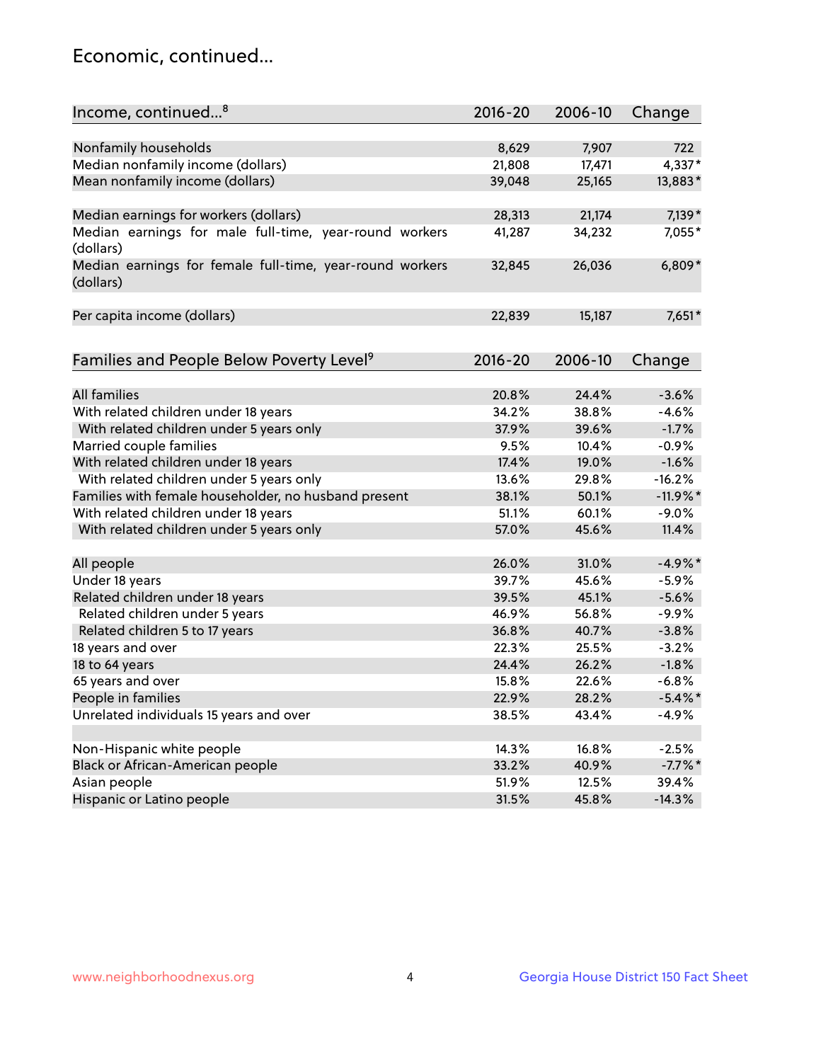## Economic, continued...

| Income, continued...[8] | 2016-20 | 2006-10 | Change |
|---|---|---|---|
| Nonfamily households | 8,629 | 7,907 | 722 |
| Median nonfamily income (dollars) | 21,808 | 17,471 | 4,337* |
| Mean nonfamily income (dollars) | 39,048 | 25,165 | 13,883* |
| Median earnings for workers (dollars) | 28,313 | 21,174 | 7,139* |
| Median earnings for male full-time, year-round workers (dollars) | 41,287 | 34,232 | 7,055* |
| Median earnings for female full-time, year-round workers (dollars) | 32,845 | 26,036 | 6,809* |
| Per capita income (dollars) | 22,839 | 15,187 | 7,651* |

| Families and People Below Poverty Level[9] | 2016-20 | 2006-10 | Change |
|---|---|---|---|
| All families | 20.8% | 24.4% | -3.6% |
| With related children under 18 years | 34.2% | 38.8% | -4.6% |
| With related children under 5 years only | 37.9% | 39.6% | -1.7% |
| Married couple families | 9.5% | 10.4% | -0.9% |
| With related children under 18 years | 17.4% | 19.0% | -1.6% |
| With related children under 5 years only | 13.6% | 29.8% | -16.2% |
| Families with female householder, no husband present | 38.1% | 50.1% | -11.9%* |
| With related children under 18 years | 51.1% | 60.1% | -9.0% |
| With related children under 5 years only | 57.0% | 45.6% | 11.4% |
| All people | 26.0% | 31.0% | -4.9%* |
| Under 18 years | 39.7% | 45.6% | -5.9% |
| Related children under 18 years | 39.5% | 45.1% | -5.6% |
| Related children under 5 years | 46.9% | 56.8% | -9.9% |
| Related children 5 to 17 years | 36.8% | 40.7% | -3.8% |
| 18 years and over | 22.3% | 25.5% | -3.2% |
| 18 to 64 years | 24.4% | 26.2% | -1.8% |
| 65 years and over | 15.8% | 22.6% | -6.8% |
| People in families | 22.9% | 28.2% | -5.4%* |
| Unrelated individuals 15 years and over | 38.5% | 43.4% | -4.9% |
| Non-Hispanic white people | 14.3% | 16.8% | -2.5% |
| Black or African-American people | 33.2% | 40.9% | -7.7%* |
| Asian people | 51.9% | 12.5% | 39.4% |
| Hispanic or Latino people | 31.5% | 45.8% | -14.3% |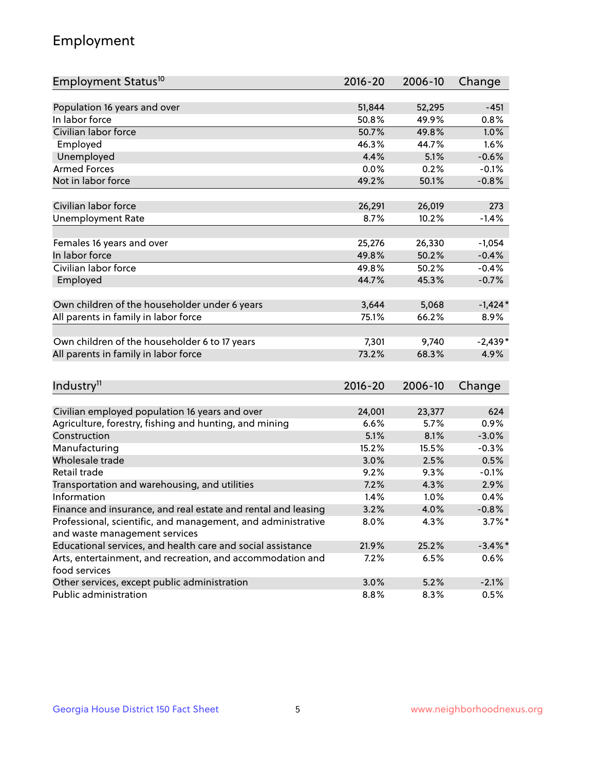## Employment

| Employment Status[10] | 2016-20 | 2006-10 | Change |
|---|---|---|---|
| Population 16 years and over | 51,844 | 52,295 | -451 |
| In labor force | 50.8% | 49.9% | 0.8% |
| Civilian labor force | 50.7% | 49.8% | 1.0% |
| Employed | 46.3% | 44.7% | 1.6% |
| Unemployed | 4.4% | 5.1% | -0.6% |
| Armed Forces | 0.0% | 0.2% | -0.1% |
| Not in labor force | 49.2% | 50.1% | -0.8% |
| | | | |
| Civilian labor force | 26,291 | 26,019 | 273 |
| Unemployment Rate | 8.7% | 10.2% | -1.4% |
| | | | |
| Females 16 years and over | 25,276 | 26,330 | -1,054 |
| In labor force | 49.8% | 50.2% | -0.4% |
| Civilian labor force | 49.8% | 50.2% | -0.4% |
| Employed | 44.7% | 45.3% | -0.7% |
| | | | |
| Own children of the householder under 6 years | 3,644 | 5,068 | -1,424* |
| All parents in family in labor force | 75.1% | 66.2% | 8.9% |
| | | | |
| Own children of the householder 6 to 17 years | 7,301 | 9,740 | -2,439* |
| All parents in family in labor force | 73.2% | 68.3% | 4.9% |

| Industry[11] | 2016-20 | 2006-10 | Change |
|---|---|---|---|
| Civilian employed population 16 years and over | 24,001 | 23,377 | 624 |
| Agriculture, forestry, fishing and hunting, and mining | 6.6% | 5.7% | 0.9% |
| Construction | 5.1% | 8.1% | -3.0% |
| Manufacturing | 15.2% | 15.5% | -0.3% |
| Wholesale trade | 3.0% | 2.5% | 0.5% |
| Retail trade | 9.2% | 9.3% | -0.1% |
| Transportation and warehousing, and utilities | 7.2% | 4.3% | 2.9% |
| Information | 1.4% | 1.0% | 0.4% |
| Finance and insurance, and real estate and rental and leasing | 3.2% | 4.0% | -0.8% |
| Professional, scientific, and management, and administrative and waste management services | 8.0% | 4.3% | 3.7%* |
| Educational services, and health care and social assistance | 21.9% | 25.2% | -3.4%* |
| Arts, entertainment, and recreation, and accommodation and food services | 7.2% | 6.5% | 0.6% |
| Other services, except public administration | 3.0% | 5.2% | -2.1% |
| Public administration | 8.8% | 8.3% | 0.5% |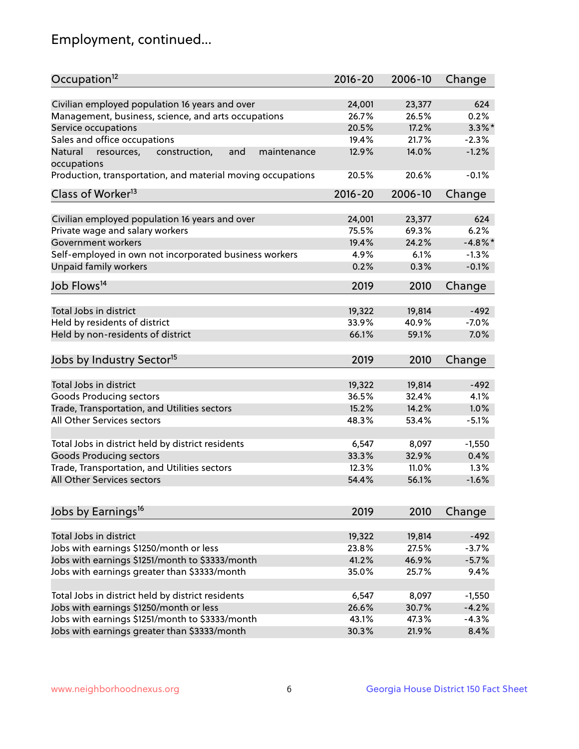# Employment, continued...

| Occupation[12] | 2016-20 | 2006-10 | Change |
|---|---|---|---|
| Civilian employed population 16 years and over | 24,001 | 23,377 | 624 |
| Management, business, science, and arts occupations | 26.7% | 26.5% | 0.2% |
| Service occupations | 20.5% | 17.2% | 3.3%* |
| Sales and office occupations | 19.4% | 21.7% | -2.3% |
| Natural resources, construction, and maintenance occupations | 12.9% | 14.0% | -1.2% |
| Production, transportation, and material moving occupations | 20.5% | 20.6% | -0.1% |

| Class of Worker[13] | 2016-20 | 2006-10 | Change |
|---|---|---|---|
| Civilian employed population 16 years and over | 24,001 | 23,377 | 624 |
| Private wage and salary workers | 75.5% | 69.3% | 6.2% |
| Government workers | 19.4% | 24.2% | -4.8%* |
| Self-employed in own not incorporated business workers | 4.9% | 6.1% | -1.3% |
| Unpaid family workers | 0.2% | 0.3% | -0.1% |

| Job Flows[14] | 2019 | 2010 | Change |
|---|---|---|---|
| Total Jobs in district | 19,322 | 19,814 | -492 |
| Held by residents of district | 33.9% | 40.9% | -7.0% |
| Held by non-residents of district | 66.1% | 59.1% | 7.0% |

| Jobs by Industry Sector[15] | 2019 | 2010 | Change |
|---|---|---|---|
| Total Jobs in district | 19,322 | 19,814 | -492 |
| Goods Producing sectors | 36.5% | 32.4% | 4.1% |
| Trade, Transportation, and Utilities sectors | 15.2% | 14.2% | 1.0% |
| All Other Services sectors | 48.3% | 53.4% | -5.1% |
| | | | |
| Total Jobs in district held by district residents | 6,547 | 8,097 | -1,550 |
| Goods Producing sectors | 33.3% | 32.9% | 0.4% |
| Trade, Transportation, and Utilities sectors | 12.3% | 11.0% | 1.3% |
| All Other Services sectors | 54.4% | 56.1% | -1.6% |

| Jobs by Earnings[16] | 2019 | 2010 | Change |
|---|---|---|---|
| Total Jobs in district | 19,322 | 19,814 | -492 |
| Jobs with earnings $1250/month or less | 23.8% | 27.5% | -3.7% |
| Jobs with earnings $1251/month to $3333/month | 41.2% | 46.9% | -5.7% |
| Jobs with earnings greater than $3333/month | 35.0% | 25.7% | 9.4% |
| | | | |
| Total Jobs in district held by district residents | 6,547 | 8,097 | -1,550 |
| Jobs with earnings $1250/month or less | 26.6% | 30.7% | -4.2% |
| Jobs with earnings $1251/month to $3333/month | 43.1% | 47.3% | -4.3% |
| Jobs with earnings greater than $3333/month | 30.3% | 21.9% | 8.4% |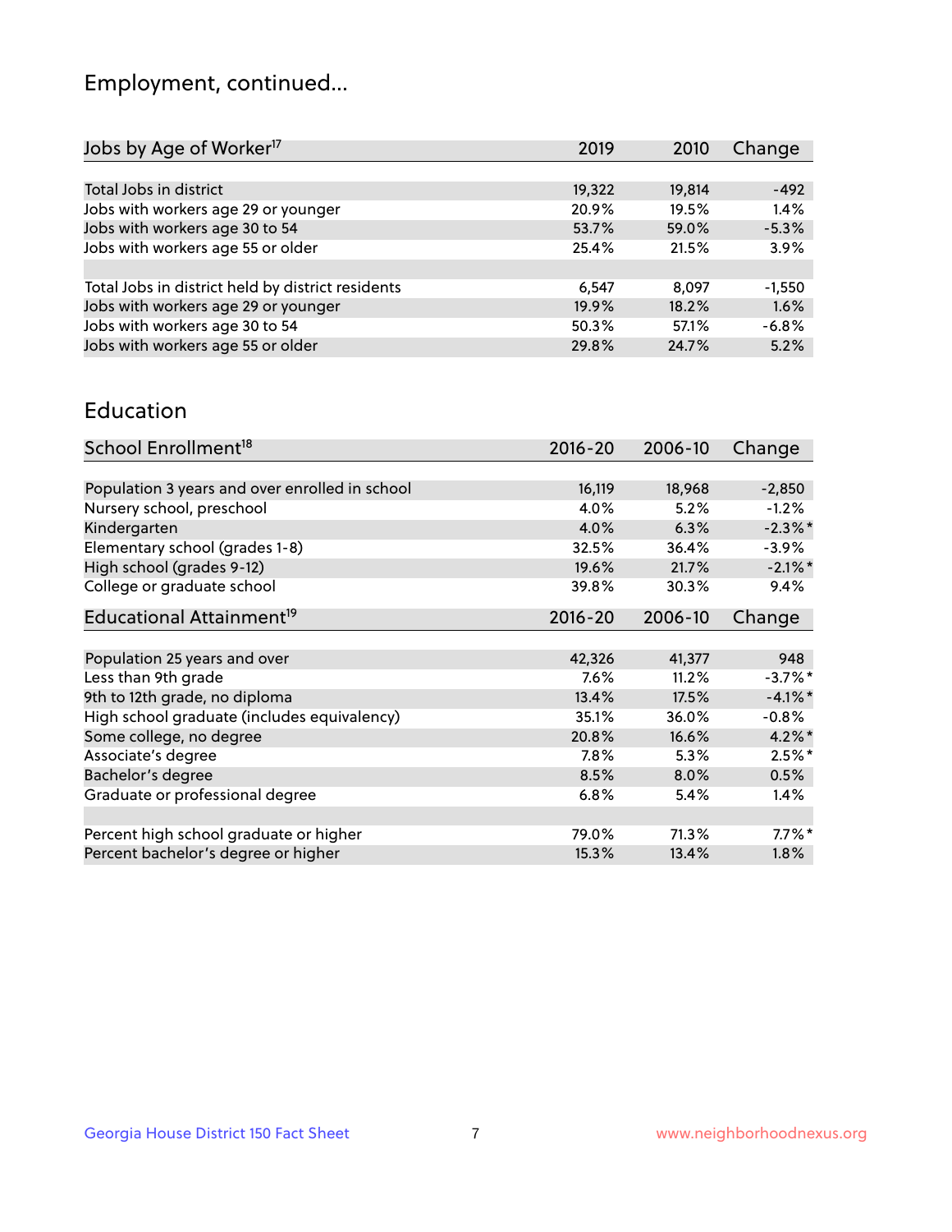## Employment, continued...

| Jobs by Age of Worker[17] | 2019 | 2010 | Change |
|---|---|---|---|
| Total Jobs in district | 19,322 | 19,814 | -492 |
| Jobs with workers age 29 or younger | 20.9% | 19.5% | 1.4% |
| Jobs with workers age 30 to 54 | 53.7% | 59.0% | -5.3% |
| Jobs with workers age 55 or older | 25.4% | 21.5% | 3.9% |
| | | | |
| Total Jobs in district held by district residents | 6,547 | 8,097 | -1,550 |
| Jobs with workers age 29 or younger | 19.9% | 18.2% | 1.6% |
| Jobs with workers age 30 to 54 | 50.3% | 57.1% | -6.8% |
| Jobs with workers age 55 or older | 29.8% | 24.7% | 5.2% |

## Education

| School Enrollment[18] | 2016-20 | 2006-10 | Change |
|---|---|---|---|
| Population 3 years and over enrolled in school | 16,119 | 18,968 | -2,850 |
| Nursery school, preschool | 4.0% | 5.2% | -1.2% |
| Kindergarten | 4.0% | 6.3% | -2.3%* |
| Elementary school (grades 1-8) | 32.5% | 36.4% | -3.9% |
| High school (grades 9-12) | 19.6% | 21.7% | -2.1%* |
| College or graduate school | 39.8% | 30.3% | 9.4% |

| Educational Attainment[19] | 2016-20 | 2006-10 | Change |
|---|---|---|---|
| Population 25 years and over | 42,326 | 41,377 | 948 |
| Less than 9th grade | 7.6% | 11.2% | -3.7%* |
| 9th to 12th grade, no diploma | 13.4% | 17.5% | -4.1%* |
| High school graduate (includes equivalency) | 35.1% | 36.0% | -0.8% |
| Some college, no degree | 20.8% | 16.6% | 4.2%* |
| Associate's degree | 7.8% | 5.3% | 2.5%* |
| Bachelor's degree | 8.5% | 8.0% | 0.5% |
| Graduate or professional degree | 6.8% | 5.4% | 1.4% |
| | | | |
| Percent high school graduate or higher | 79.0% | 71.3% | 7.7%* |
| Percent bachelor's degree or higher | 15.3% | 13.4% | 1.8% |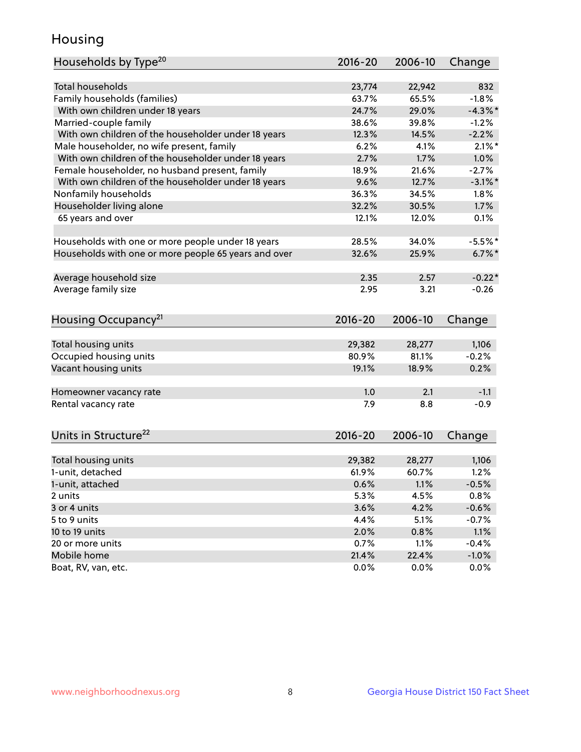# Housing

| Households by Type[20] | 2016-20 | 2006-10 | Change |
|---|---|---|---|
| Total households | 23,774 | 22,942 | 832 |
| Family households (families) | 63.7% | 65.5% | -1.8% |
| With own children under 18 years | 24.7% | 29.0% | -4.3%* |
| Married-couple family | 38.6% | 39.8% | -1.2% |
| With own children of the householder under 18 years | 12.3% | 14.5% | -2.2% |
| Male householder, no wife present, family | 6.2% | 4.1% | 2.1%* |
| With own children of the householder under 18 years | 2.7% | 1.7% | 1.0% |
| Female householder, no husband present, family | 18.9% | 21.6% | -2.7% |
| With own children of the householder under 18 years | 9.6% | 12.7% | -3.1%* |
| Nonfamily households | 36.3% | 34.5% | 1.8% |
| Householder living alone | 32.2% | 30.5% | 1.7% |
| 65 years and over | 12.1% | 12.0% | 0.1% |
| | | | |
| Households with one or more people under 18 years | 28.5% | 34.0% | -5.5%* |
| Households with one or more people 65 years and over | 32.6% | 25.9% | 6.7%* |
| | | | |
| Average household size | 2.35 | 2.57 | -0.22* |
| Average family size | 2.95 | 3.21 | -0.26 |

| Housing Occupancy[21] | 2016-20 | 2006-10 | Change |
|---|---|---|---|
| Total housing units | 29,382 | 28,277 | 1,106 |
| Occupied housing units | 80.9% | 81.1% | -0.2% |
| Vacant housing units | 19.1% | 18.9% | 0.2% |
| | | | |
| Homeowner vacancy rate | 1.0 | 2.1 | -1.1 |
| Rental vacancy rate | 7.9 | 8.8 | -0.9 |

| Units in Structure[22] | 2016-20 | 2006-10 | Change |
|---|---|---|---|
| Total housing units | 29,382 | 28,277 | 1,106 |
| 1-unit, detached | 61.9% | 60.7% | 1.2% |
| 1-unit, attached | 0.6% | 1.1% | -0.5% |
| 2 units | 5.3% | 4.5% | 0.8% |
| 3 or 4 units | 3.6% | 4.2% | -0.6% |
| 5 to 9 units | 4.4% | 5.1% | -0.7% |
| 10 to 19 units | 2.0% | 0.8% | 1.1% |
| 20 or more units | 0.7% | 1.1% | -0.4% |
| Mobile home | 21.4% | 22.4% | -1.0% |
| Boat, RV, van, etc. | 0.0% | 0.0% | 0.0% |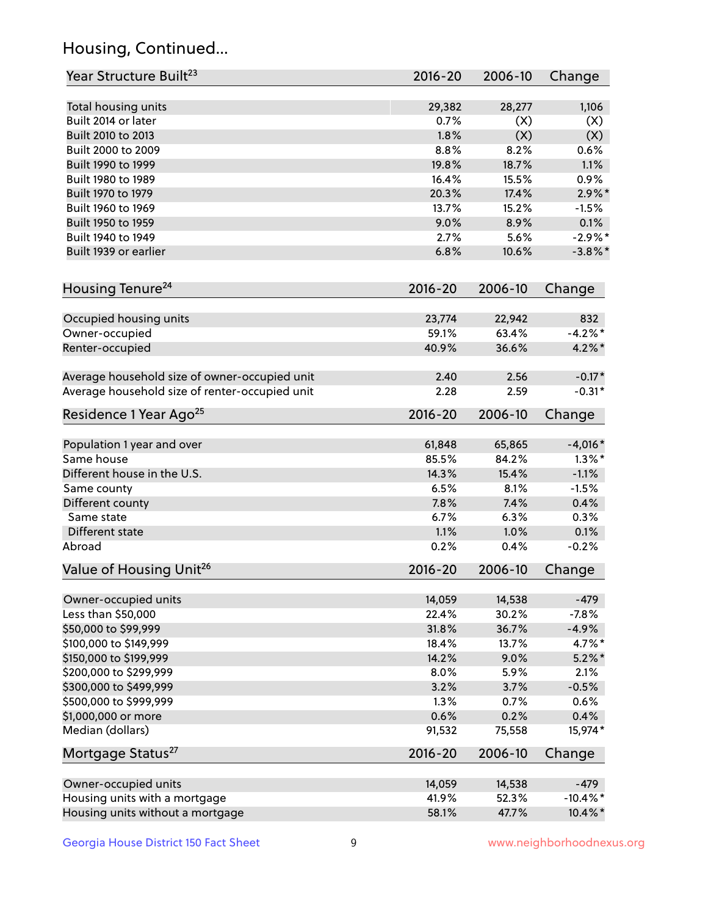# Housing, Continued...

| Year Structure Built[23] | 2016-20 | 2006-10 | Change |
|---|---|---|---|
| Total housing units | 29,382 | 28,277 | 1,106 |
| Built 2014 or later | 0.7% | (X) | (X) |
| Built 2010 to 2013 | 1.8% | (X) | (X) |
| Built 2000 to 2009 | 8.8% | 8.2% | 0.6% |
| Built 1990 to 1999 | 19.8% | 18.7% | 1.1% |
| Built 1980 to 1989 | 16.4% | 15.5% | 0.9% |
| Built 1970 to 1979 | 20.3% | 17.4% | 2.9%* |
| Built 1960 to 1969 | 13.7% | 15.2% | -1.5% |
| Built 1950 to 1959 | 9.0% | 8.9% | 0.1% |
| Built 1940 to 1949 | 2.7% | 5.6% | -2.9%* |
| Built 1939 or earlier | 6.8% | 10.6% | -3.8%* |

| Housing Tenure[24] | 2016-20 | 2006-10 | Change |
|---|---|---|---|
| Occupied housing units | 23,774 | 22,942 | 832 |
| Owner-occupied | 59.1% | 63.4% | -4.2%* |
| Renter-occupied | 40.9% | 36.6% | 4.2%* |
| Average household size of owner-occupied unit | 2.40 | 2.56 | -0.17* |
| Average household size of renter-occupied unit | 2.28 | 2.59 | -0.31* |

| Residence 1 Year Ago[25] | 2016-20 | 2006-10 | Change |
|---|---|---|---|
| Population 1 year and over | 61,848 | 65,865 | -4,016* |
| Same house | 85.5% | 84.2% | 1.3%* |
| Different house in the U.S. | 14.3% | 15.4% | -1.1% |
| Same county | 6.5% | 8.1% | -1.5% |
| Different county | 7.8% | 7.4% | 0.4% |
| Same state | 6.7% | 6.3% | 0.3% |
| Different state | 1.1% | 1.0% | 0.1% |
| Abroad | 0.2% | 0.4% | -0.2% |

| Value of Housing Unit[26] | 2016-20 | 2006-10 | Change |
|---|---|---|---|
| Owner-occupied units | 14,059 | 14,538 | -479 |
| Less than $50,000 | 22.4% | 30.2% | -7.8% |
| $50,000 to $99,999 | 31.8% | 36.7% | -4.9% |
| $100,000 to $149,999 | 18.4% | 13.7% | 4.7%* |
| $150,000 to $199,999 | 14.2% | 9.0% | 5.2%* |
| $200,000 to $299,999 | 8.0% | 5.9% | 2.1% |
| $300,000 to $499,999 | 3.2% | 3.7% | -0.5% |
| $500,000 to $999,999 | 1.3% | 0.7% | 0.6% |
| $1,000,000 or more | 0.6% | 0.2% | 0.4% |
| Median (dollars) | 91,532 | 75,558 | 15,974* |

| Mortgage Status[27] | 2016-20 | 2006-10 | Change |
|---|---|---|---|
| Owner-occupied units | 14,059 | 14,538 | -479 |
| Housing units with a mortgage | 41.9% | 52.3% | -10.4%* |
| Housing units without a mortgage | 58.1% | 47.7% | 10.4%* |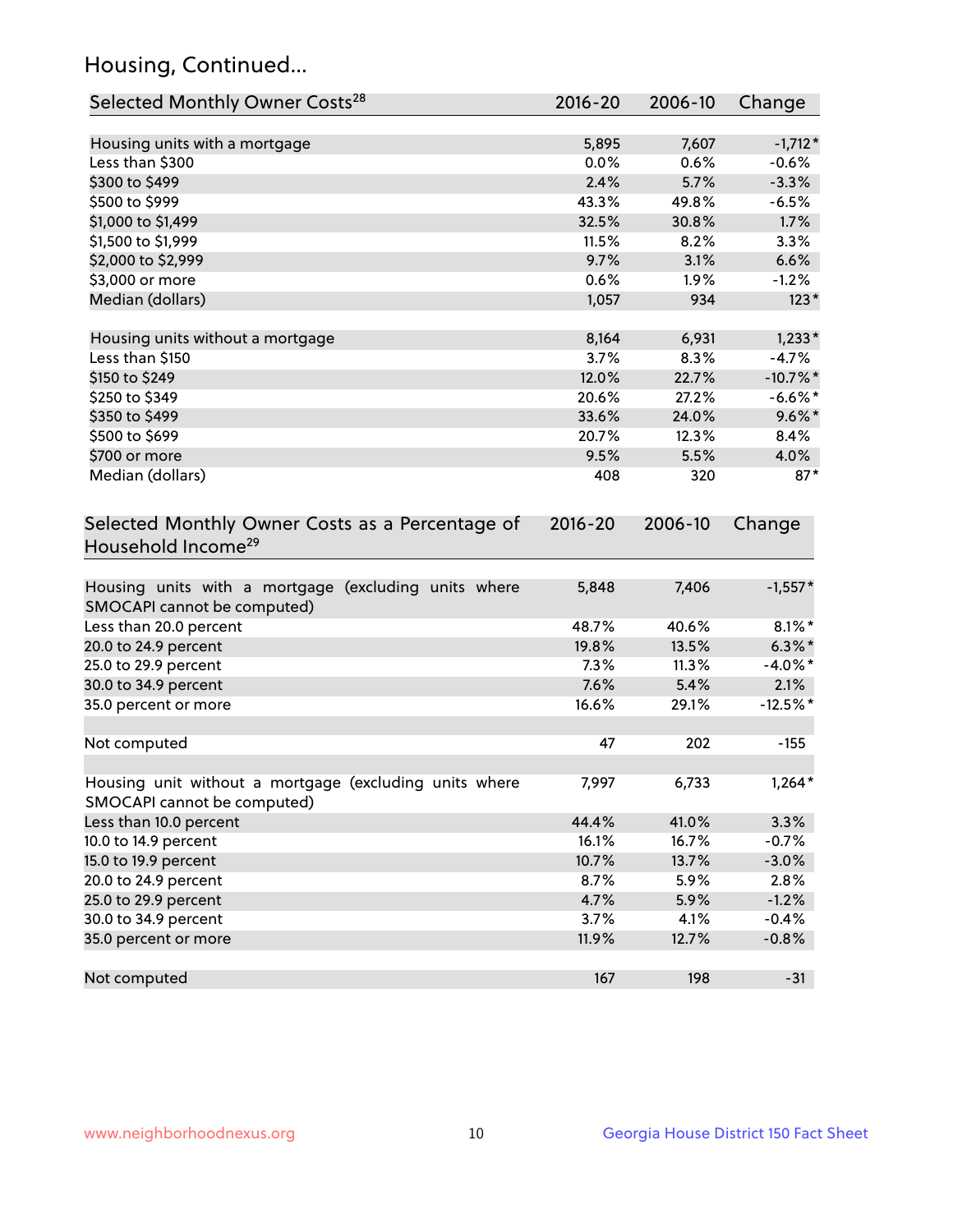## Housing, Continued...

| Selected Monthly Owner Costs[28] | 2016-20 | 2006-10 | Change |
|---|---|---|---|
| Housing units with a mortgage | 5,895 | 7,607 | -1,712* |
| Less than $300 | 0.0% | 0.6% | -0.6% |
| $300 to $499 | 2.4% | 5.7% | -3.3% |
| $500 to $999 | 43.3% | 49.8% | -6.5% |
| $1,000 to $1,499 | 32.5% | 30.8% | 1.7% |
| $1,500 to $1,999 | 11.5% | 8.2% | 3.3% |
| $2,000 to $2,999 | 9.7% | 3.1% | 6.6% |
| $3,000 or more | 0.6% | 1.9% | -1.2% |
| Median (dollars) | 1,057 | 934 | 123* |
| Housing units without a mortgage | 8,164 | 6,931 | 1,233* |
| Less than $150 | 3.7% | 8.3% | -4.7% |
| $150 to $249 | 12.0% | 22.7% | -10.7%* |
| $250 to $349 | 20.6% | 27.2% | -6.6%* |
| $350 to $499 | 33.6% | 24.0% | 9.6%* |
| $500 to $699 | 20.7% | 12.3% | 8.4% |
| $700 or more | 9.5% | 5.5% | 4.0% |
| Median (dollars) | 408 | 320 | 87* |

| Selected Monthly Owner Costs as a Percentage of Household Income[29] | 2016-20 | 2006-10 | Change |
|---|---|---|---|
| Housing units with a mortgage (excluding units where SMOCAPI cannot be computed) | 5,848 | 7,406 | -1,557* |
| Less than 20.0 percent | 48.7% | 40.6% | 8.1%* |
| 20.0 to 24.9 percent | 19.8% | 13.5% | 6.3%* |
| 25.0 to 29.9 percent | 7.3% | 11.3% | -4.0%* |
| 30.0 to 34.9 percent | 7.6% | 5.4% | 2.1% |
| 35.0 percent or more | 16.6% | 29.1% | -12.5%* |
| Not computed | 47 | 202 | -155 |
| Housing unit without a mortgage (excluding units where SMOCAPI cannot be computed) | 7,997 | 6,733 | 1,264* |
| Less than 10.0 percent | 44.4% | 41.0% | 3.3% |
| 10.0 to 14.9 percent | 16.1% | 16.7% | -0.7% |
| 15.0 to 19.9 percent | 10.7% | 13.7% | -3.0% |
| 20.0 to 24.9 percent | 8.7% | 5.9% | 2.8% |
| 25.0 to 29.9 percent | 4.7% | 5.9% | -1.2% |
| 30.0 to 34.9 percent | 3.7% | 4.1% | -0.4% |
| 35.0 percent or more | 11.9% | 12.7% | -0.8% |
| Not computed | 167 | 198 | -31 |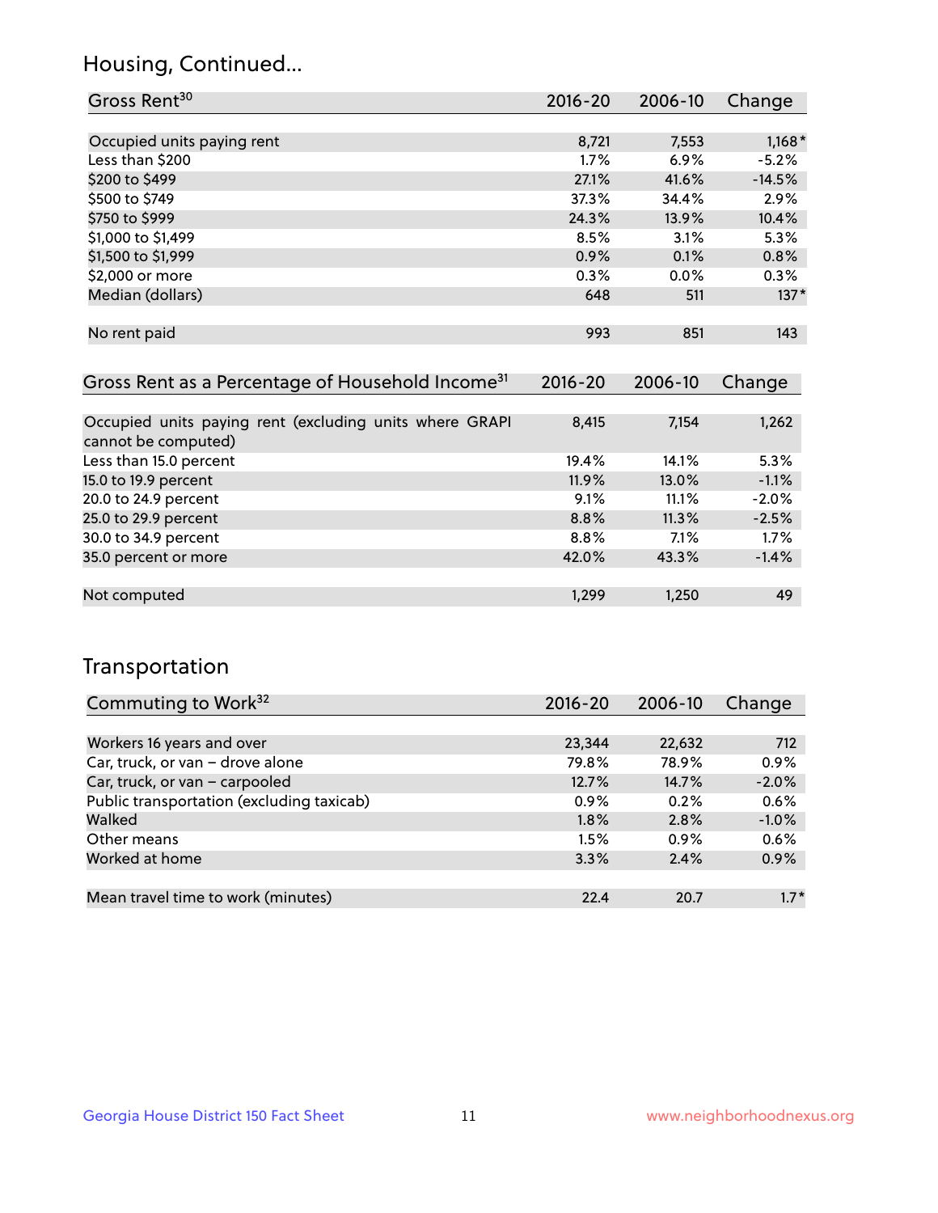## Housing, Continued...

| Gross Rent[30] | 2016-20 | 2006-10 | Change |
|---|---|---|---|
| Occupied units paying rent | 8,721 | 7,553 | 1,168* |
| Less than $200 | 1.7% | 6.9% | -5.2% |
| $200 to $499 | 27.1% | 41.6% | -14.5% |
| $500 to $749 | 37.3% | 34.4% | 2.9% |
| $750 to $999 | 24.3% | 13.9% | 10.4% |
| $1,000 to $1,499 | 8.5% | 3.1% | 5.3% |
| $1,500 to $1,999 | 0.9% | 0.1% | 0.8% |
| $2,000 or more | 0.3% | 0.0% | 0.3% |
| Median (dollars) | 648 | 511 | 137* |
| No rent paid | 993 | 851 | 143 |

| Gross Rent as a Percentage of Household Income[31] | 2016-20 | 2006-10 | Change |
|---|---|---|---|
| Occupied units paying rent (excluding units where GRAPI cannot be computed) | 8,415 | 7,154 | 1,262 |
| Less than 15.0 percent | 19.4% | 14.1% | 5.3% |
| 15.0 to 19.9 percent | 11.9% | 13.0% | -1.1% |
| 20.0 to 24.9 percent | 9.1% | 11.1% | -2.0% |
| 25.0 to 29.9 percent | 8.8% | 11.3% | -2.5% |
| 30.0 to 34.9 percent | 8.8% | 7.1% | 1.7% |
| 35.0 percent or more | 42.0% | 43.3% | -1.4% |
| Not computed | 1,299 | 1,250 | 49 |

## Transportation

| Commuting to Work[32] | 2016-20 | 2006-10 | Change |
|---|---|---|---|
| Workers 16 years and over | 23,344 | 22,632 | 712 |
| Car, truck, or van – drove alone | 79.8% | 78.9% | 0.9% |
| Car, truck, or van – carpooled | 12.7% | 14.7% | -2.0% |
| Public transportation (excluding taxicab) | 0.9% | 0.2% | 0.6% |
| Walked | 1.8% | 2.8% | -1.0% |
| Other means | 1.5% | 0.9% | 0.6% |
| Worked at home | 3.3% | 2.4% | 0.9% |
| Mean travel time to work (minutes) | 22.4 | 20.7 | 1.7* |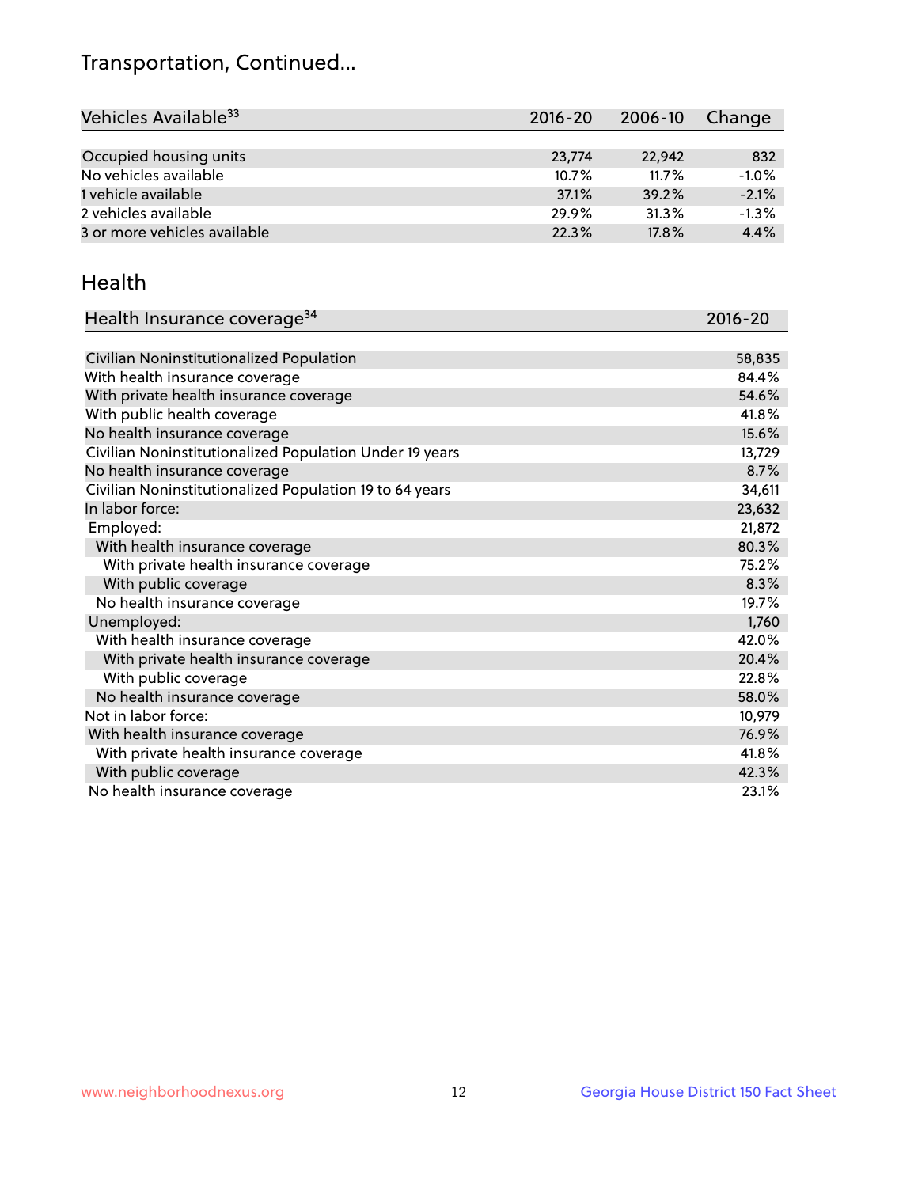## Transportation, Continued...

| Vehicles Available[33] | 2016-20 | 2006-10 | Change |
|---|---|---|---|
| Occupied housing units | 23,774 | 22,942 | 832 |
| No vehicles available | 10.7% | 11.7% | -1.0% |
| 1 vehicle available | 37.1% | 39.2% | -2.1% |
| 2 vehicles available | 29.9% | 31.3% | -1.3% |
| 3 or more vehicles available | 22.3% | 17.8% | 4.4% |

## Health

| Health Insurance coverage[34] | 2016-20 |
|---|---|
| Civilian Noninstitutionalized Population | 58,835 |
| With health insurance coverage | 84.4% |
| With private health insurance coverage | 54.6% |
| With public health coverage | 41.8% |
| No health insurance coverage | 15.6% |
| Civilian Noninstitutionalized Population Under 19 years | 13,729 |
| No health insurance coverage | 8.7% |
| Civilian Noninstitutionalized Population 19 to 64 years | 34,611 |
| In labor force: | 23,632 |
| Employed: | 21,872 |
| With health insurance coverage | 80.3% |
| With private health insurance coverage | 75.2% |
| With public coverage | 8.3% |
| No health insurance coverage | 19.7% |
| Unemployed: | 1,760 |
| With health insurance coverage | 42.0% |
| With private health insurance coverage | 20.4% |
| With public coverage | 22.8% |
| No health insurance coverage | 58.0% |
| Not in labor force: | 10,979 |
| With health insurance coverage | 76.9% |
| With private health insurance coverage | 41.8% |
| With public coverage | 42.3% |
| No health insurance coverage | 23.1% |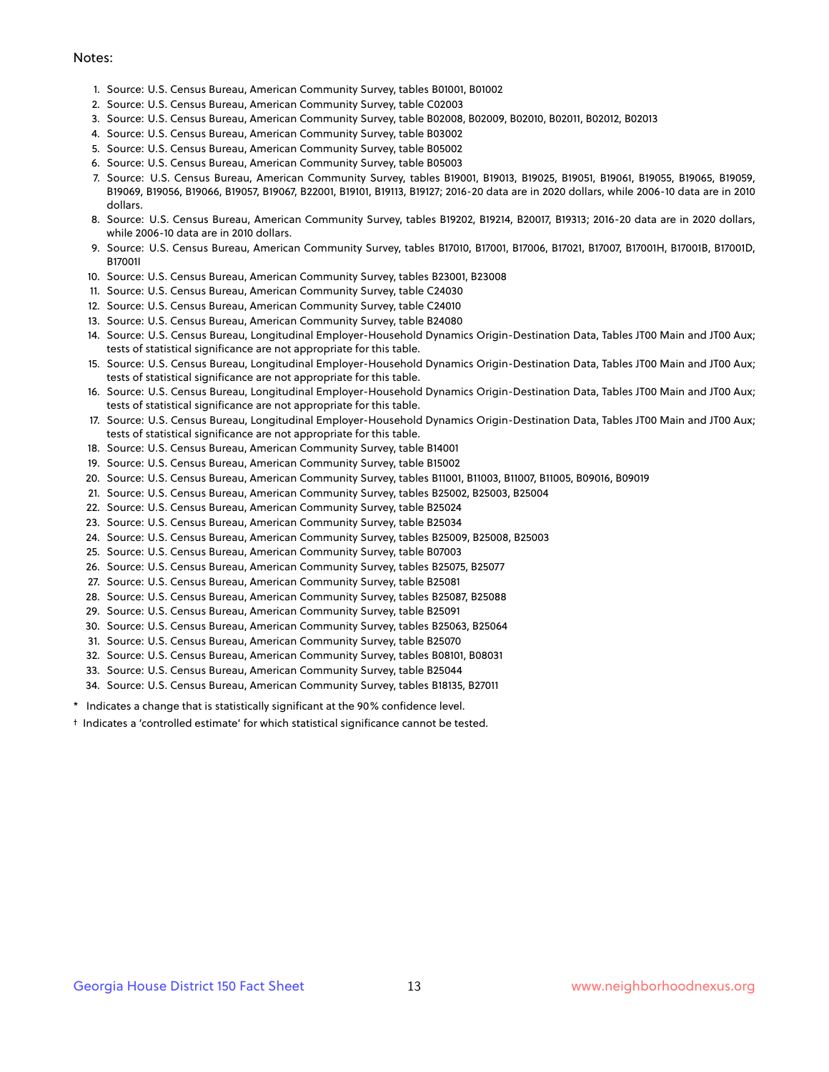Notes:

1. Source: U.S. Census Bureau, American Community Survey, tables B01001, B01002
2. Source: U.S. Census Bureau, American Community Survey, table C02003
3. Source: U.S. Census Bureau, American Community Survey, table B02008, B02009, B02010, B02011, B02012, B02013
4. Source: U.S. Census Bureau, American Community Survey, table B03002
5. Source: U.S. Census Bureau, American Community Survey, table B05002
6. Source: U.S. Census Bureau, American Community Survey, table B05003
7. Source: U.S. Census Bureau, American Community Survey, tables B19001, B19013, B19025, B19051, B19061, B19055, B19065, B19059, B19069, B19056, B19066, B19057, B19067, B22001, B19101, B19113, B19127; 2016-20 data are in 2020 dollars, while 2006-10 data are in 2010 dollars.
8. Source: U.S. Census Bureau, American Community Survey, tables B19202, B19214, B20017, B19313; 2016-20 data are in 2020 dollars, while 2006-10 data are in 2010 dollars.
9. Source: U.S. Census Bureau, American Community Survey, tables B17010, B17001, B17006, B17021, B17007, B17001H, B17001B, B17001D, B17001I
10. Source: U.S. Census Bureau, American Community Survey, tables B23001, B23008
11. Source: U.S. Census Bureau, American Community Survey, table C24030
12. Source: U.S. Census Bureau, American Community Survey, table C24010
13. Source: U.S. Census Bureau, American Community Survey, table B24080
14. Source: U.S. Census Bureau, Longitudinal Employer-Household Dynamics Origin-Destination Data, Tables JT00 Main and JT00 Aux; tests of statistical significance are not appropriate for this table.
15. Source: U.S. Census Bureau, Longitudinal Employer-Household Dynamics Origin-Destination Data, Tables JT00 Main and JT00 Aux; tests of statistical significance are not appropriate for this table.
16. Source: U.S. Census Bureau, Longitudinal Employer-Household Dynamics Origin-Destination Data, Tables JT00 Main and JT00 Aux; tests of statistical significance are not appropriate for this table.
17. Source: U.S. Census Bureau, Longitudinal Employer-Household Dynamics Origin-Destination Data, Tables JT00 Main and JT00 Aux; tests of statistical significance are not appropriate for this table.
18. Source: U.S. Census Bureau, American Community Survey, table B14001
19. Source: U.S. Census Bureau, American Community Survey, table B15002
20. Source: U.S. Census Bureau, American Community Survey, tables B11001, B11003, B11007, B11005, B09016, B09019
21. Source: U.S. Census Bureau, American Community Survey, tables B25002, B25003, B25004
22. Source: U.S. Census Bureau, American Community Survey, table B25024
23. Source: U.S. Census Bureau, American Community Survey, table B25034
24. Source: U.S. Census Bureau, American Community Survey, tables B25009, B25008, B25003
25. Source: U.S. Census Bureau, American Community Survey, table B07003
26. Source: U.S. Census Bureau, American Community Survey, tables B25075, B25077
27. Source: U.S. Census Bureau, American Community Survey, table B25081
28. Source: U.S. Census Bureau, American Community Survey, tables B25087, B25088
29. Source: U.S. Census Bureau, American Community Survey, table B25091
30. Source: U.S. Census Bureau, American Community Survey, tables B25063, B25064
31. Source: U.S. Census Bureau, American Community Survey, table B25070
32. Source: U.S. Census Bureau, American Community Survey, tables B08101, B08031
33. Source: U.S. Census Bureau, American Community Survey, table B25044
34. Source: U.S. Census Bureau, American Community Survey, tables B18135, B27011

\* Indicates a change that is statistically significant at the 90% confidence level.

† Indicates a 'controlled estimate' for which statistical significance cannot be tested.